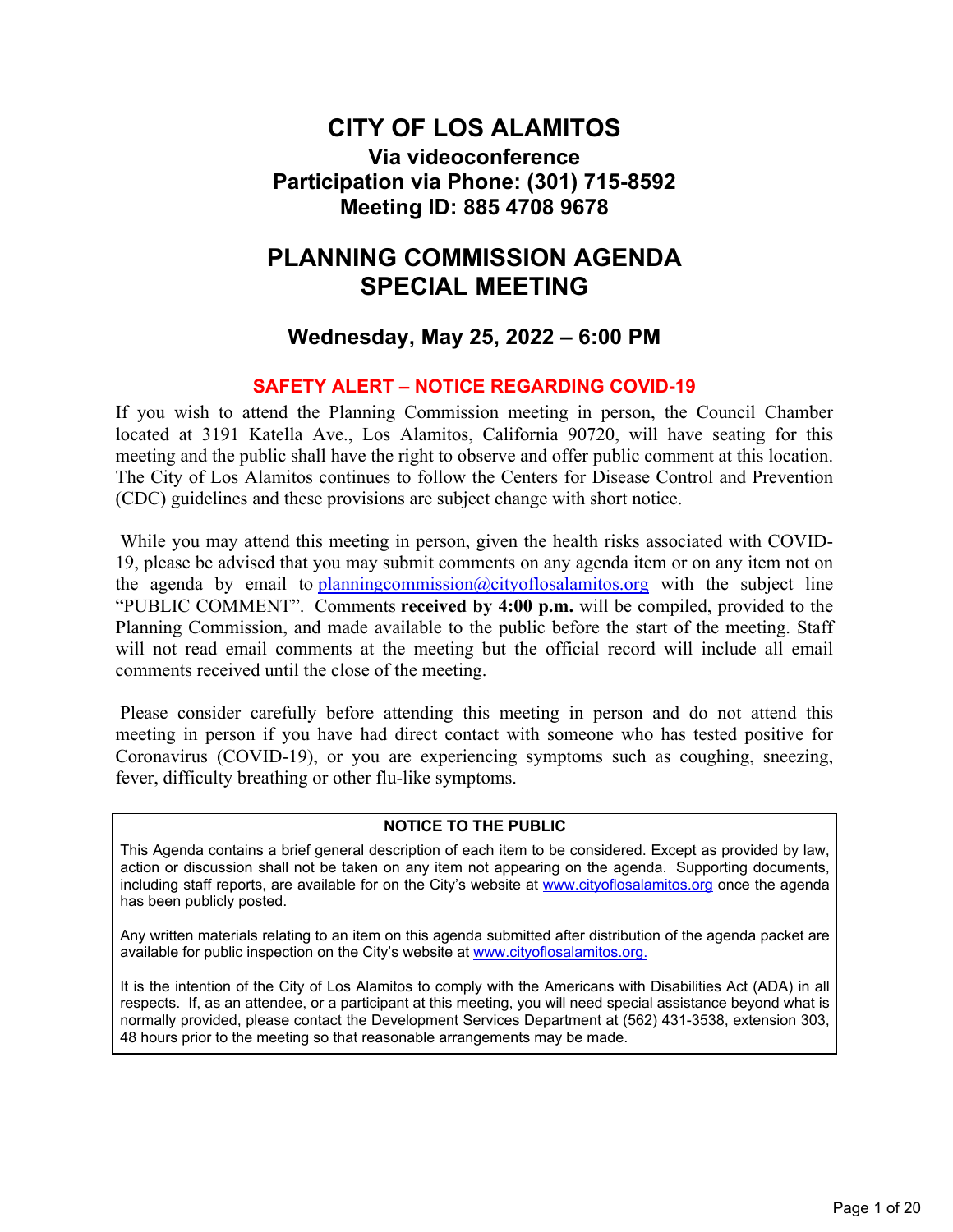# CITY OF LOS ALAMITOS

### Via videoconference
### Participation via Phone: (301) 715-8592
### Meeting ID: 885 4708 9678

# PLANNING COMMISSION AGENDA
# SPECIAL MEETING

## Wednesday, May 25, 2022 – 6:00 PM

### SAFETY ALERT – NOTICE REGARDING COVID-19

If you wish to attend the Planning Commission meeting in person, the Council Chamber located at 3191 Katella Ave., Los Alamitos, California 90720, will have seating for this meeting and the public shall have the right to observe and offer public comment at this location. The City of Los Alamitos continues to follow the Centers for Disease Control and Prevention (CDC) guidelines and these provisions are subject change with short notice.

While you may attend this meeting in person, given the health risks associated with COVID-19, please be advised that you may submit comments on any agenda item or on any item not on the agenda by email to planningcommission@cityoflosalamitos.org with the subject line "PUBLIC COMMENT". Comments **received by 4:00 p.m.** will be compiled, provided to the Planning Commission, and made available to the public before the start of the meeting. Staff will not read email comments at the meeting but the official record will include all email comments received until the close of the meeting.

Please consider carefully before attending this meeting in person and do not attend this meeting in person if you have had direct contact with someone who has tested positive for Coronavirus (COVID-19), or you are experiencing symptoms such as coughing, sneezing, fever, difficulty breathing or other flu-like symptoms.

**NOTICE TO THE PUBLIC**

This Agenda contains a brief general description of each item to be considered. Except as provided by law, action or discussion shall not be taken on any item not appearing on the agenda. Supporting documents, including staff reports, are available for on the City's website at www.cityoflosalamitos.org once the agenda has been publicly posted.

Any written materials relating to an item on this agenda submitted after distribution of the agenda packet are available for public inspection on the City's website at www.cityoflosalamitos.org.

It is the intention of the City of Los Alamitos to comply with the Americans with Disabilities Act (ADA) in all respects. If, as an attendee, or a participant at this meeting, you will need special assistance beyond what is normally provided, please contact the Development Services Department at (562) 431-3538, extension 303, 48 hours prior to the meeting so that reasonable arrangements may be made.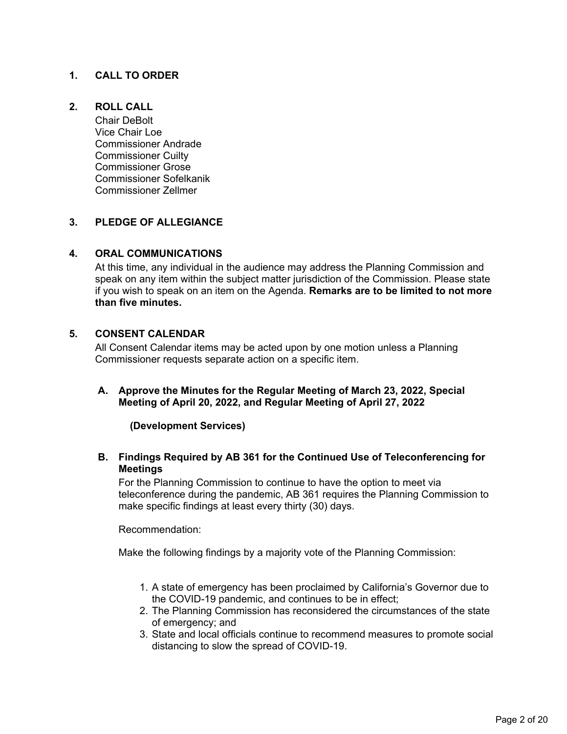## 1. CALL TO ORDER

## 2. ROLL CALL

Chair DeBolt
Vice Chair Loe
Commissioner Andrade
Commissioner Cuilty
Commissioner Grose
Commissioner Sofelkanik
Commissioner Zellmer

## 3. PLEDGE OF ALLEGIANCE

## 4. ORAL COMMUNICATIONS

At this time, any individual in the audience may address the Planning Commission and speak on any item within the subject matter jurisdiction of the Commission. Please state if you wish to speak on an item on the Agenda. **Remarks are to be limited to not more than five minutes.**

## 5. CONSENT CALENDAR

All Consent Calendar items may be acted upon by one motion unless a Planning Commissioner requests separate action on a specific item.

### A. Approve the Minutes for the Regular Meeting of March 23, 2022, Special Meeting of April 20, 2022, and Regular Meeting of April 27, 2022

**(Development Services)**

### B. Findings Required by AB 361 for the Continued Use of Teleconferencing for Meetings

For the Planning Commission to continue to have the option to meet via teleconference during the pandemic, AB 361 requires the Planning Commission to make specific findings at least every thirty (30) days.

Recommendation:

Make the following findings by a majority vote of the Planning Commission:

1. A state of emergency has been proclaimed by California's Governor due to the COVID-19 pandemic, and continues to be in effect;
2. The Planning Commission has reconsidered the circumstances of the state of emergency; and
3. State and local officials continue to recommend measures to promote social distancing to slow the spread of COVID-19.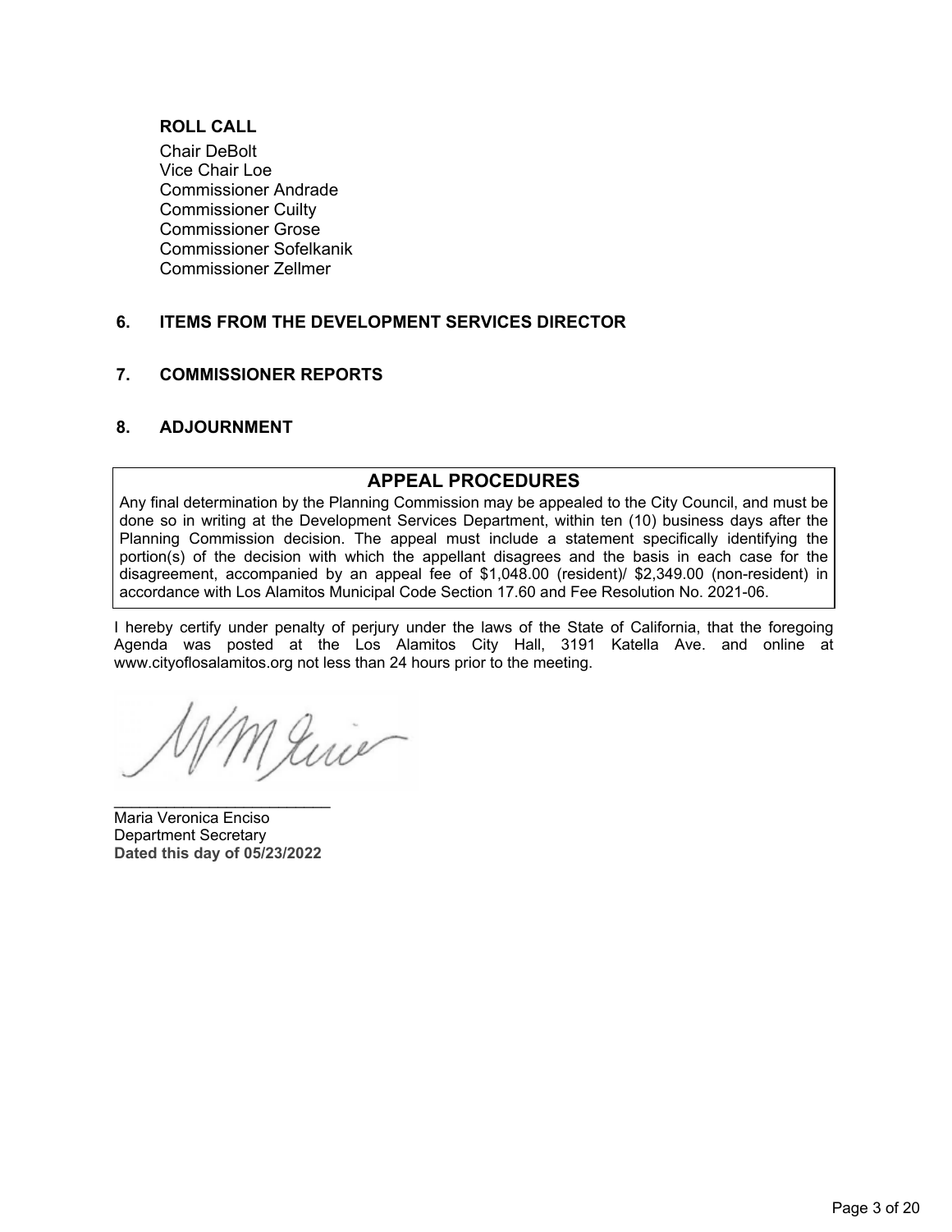**ROLL CALL**

Chair DeBolt
Vice Chair Loe
Commissioner Andrade
Commissioner Cuilty
Commissioner Grose
Commissioner Sofelkanik
Commissioner Zellmer

## 6. ITEMS FROM THE DEVELOPMENT SERVICES DIRECTOR

## 7. COMMISSIONER REPORTS

## 8. ADJOURNMENT

## APPEAL PROCEDURES

Any final determination by the Planning Commission may be appealed to the City Council, and must be done so in writing at the Development Services Department, within ten (10) business days after the Planning Commission decision. The appeal must include a statement specifically identifying the portion(s) of the decision with which the appellant disagrees and the basis in each case for the disagreement, accompanied by an appeal fee of $1,048.00 (resident)/ $2,349.00 (non-resident) in accordance with Los Alamitos Municipal Code Section 17.60 and Fee Resolution No. 2021-06.

I hereby certify under penalty of perjury under the laws of the State of California, that the foregoing Agenda was posted at the Los Alamitos City Hall, 3191 Katella Ave. and online at www.cityoflosalamitos.org not less than 24 hours prior to the meeting.

_________________________
Maria Veronica Enciso
Department Secretary
**Dated this day of 05/23/2022**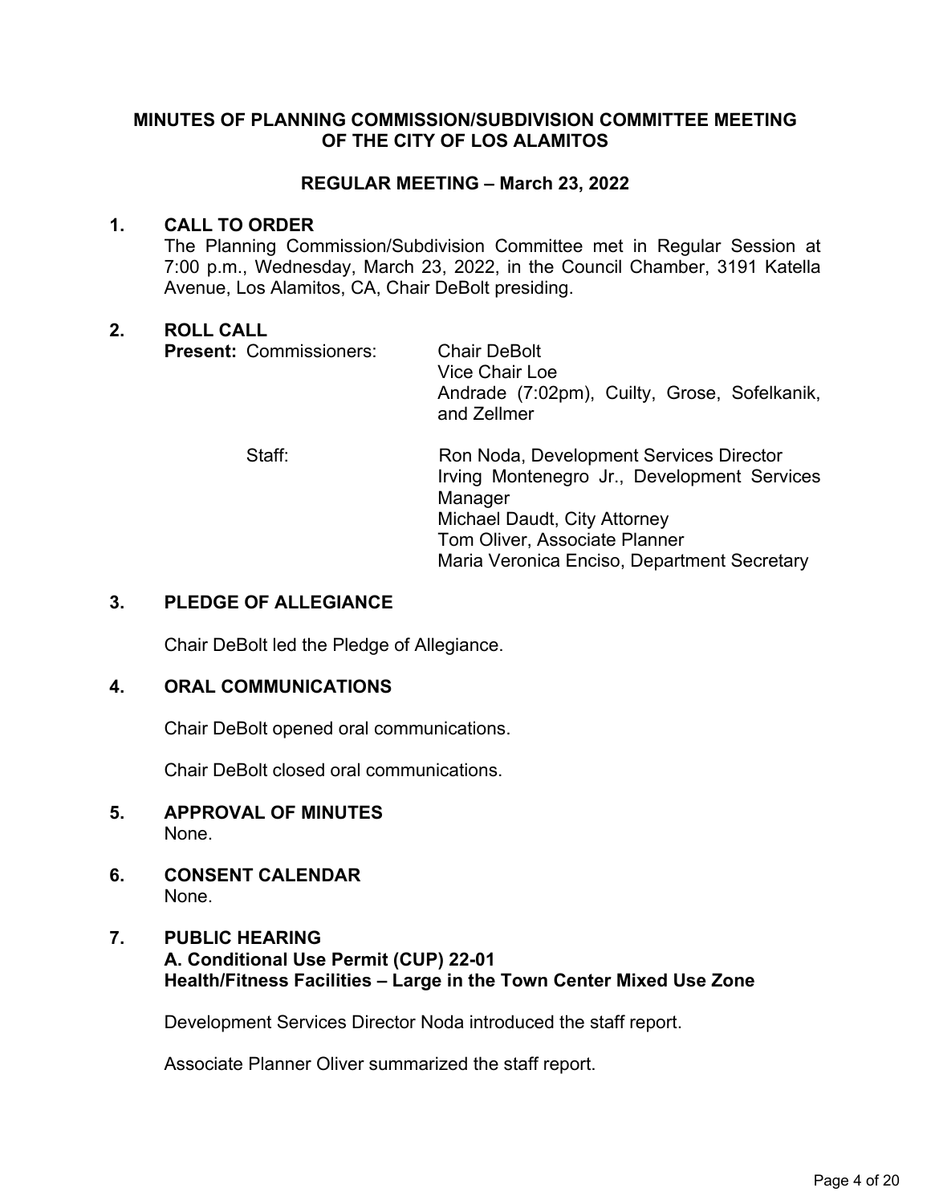**MINUTES OF PLANNING COMMISSION/SUBDIVISION COMMITTEE MEETING OF THE CITY OF LOS ALAMITOS**

**REGULAR MEETING – March 23, 2022**

## 1. CALL TO ORDER

The Planning Commission/Subdivision Committee met in Regular Session at 7:00 p.m., Wednesday, March 23, 2022, in the Council Chamber, 3191 Katella Avenue, Los Alamitos, CA, Chair DeBolt presiding.

## 2. ROLL CALL

**Present:** Commissioners:
Chair DeBolt
Vice Chair Loe
Andrade (7:02pm), Cuilty, Grose, Sofelkanik, and Zellmer

Staff:
Ron Noda, Development Services Director
Irving Montenegro Jr., Development Services Manager
Michael Daudt, City Attorney
Tom Oliver, Associate Planner
Maria Veronica Enciso, Department Secretary

## 3. PLEDGE OF ALLEGIANCE

Chair DeBolt led the Pledge of Allegiance.

## 4. ORAL COMMUNICATIONS

Chair DeBolt opened oral communications.

Chair DeBolt closed oral communications.

## 5. APPROVAL OF MINUTES

None.

## 6. CONSENT CALENDAR

None.

## 7. PUBLIC HEARING

**A. Conditional Use Permit (CUP) 22-01**
**Health/Fitness Facilities – Large in the Town Center Mixed Use Zone**

Development Services Director Noda introduced the staff report.

Associate Planner Oliver summarized the staff report.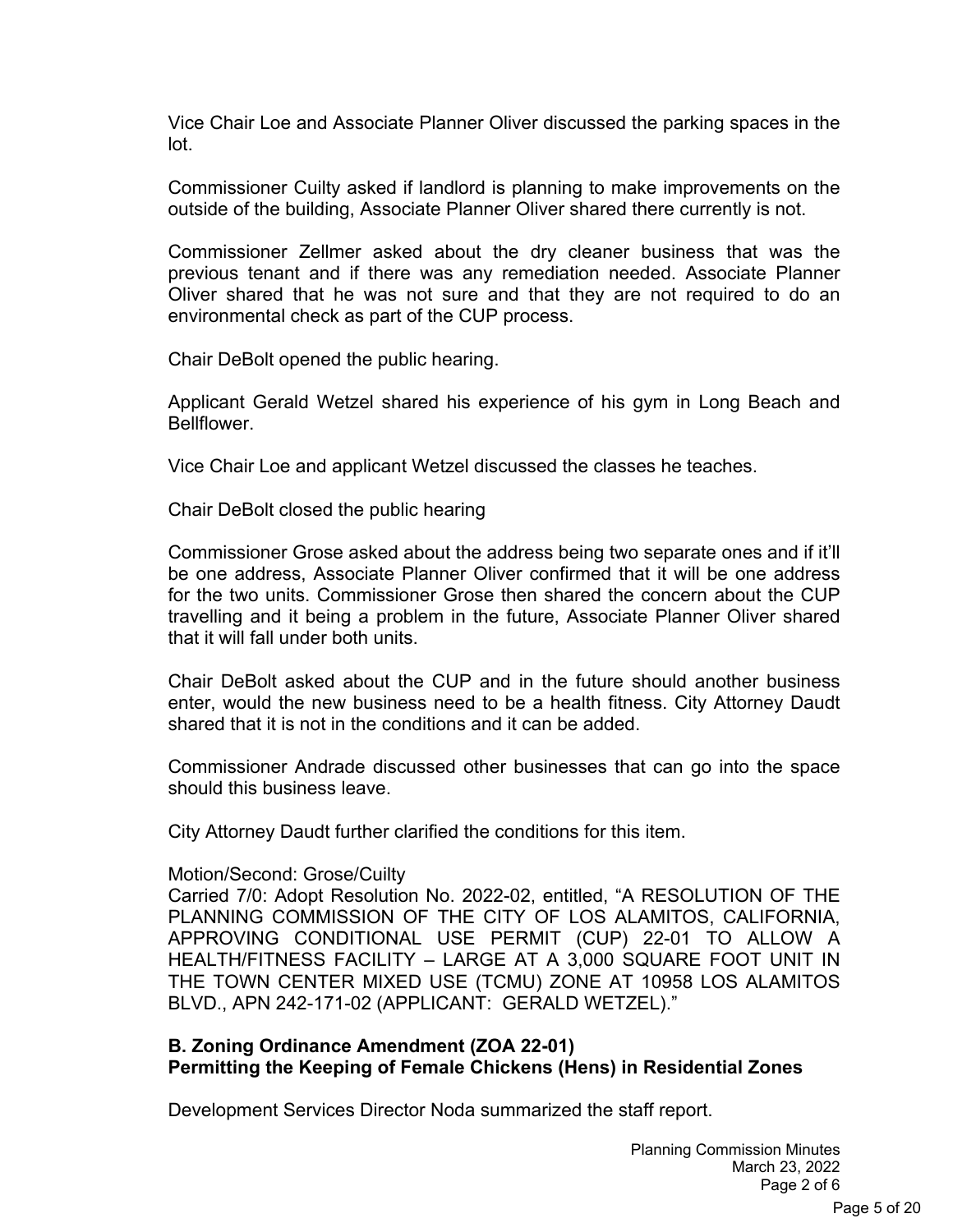Vice Chair Loe and Associate Planner Oliver discussed the parking spaces in the lot.

Commissioner Cuilty asked if landlord is planning to make improvements on the outside of the building, Associate Planner Oliver shared there currently is not.

Commissioner Zellmer asked about the dry cleaner business that was the previous tenant and if there was any remediation needed. Associate Planner Oliver shared that he was not sure and that they are not required to do an environmental check as part of the CUP process.

Chair DeBolt opened the public hearing.

Applicant Gerald Wetzel shared his experience of his gym in Long Beach and Bellflower.

Vice Chair Loe and applicant Wetzel discussed the classes he teaches.

Chair DeBolt closed the public hearing

Commissioner Grose asked about the address being two separate ones and if it'll be one address, Associate Planner Oliver confirmed that it will be one address for the two units. Commissioner Grose then shared the concern about the CUP travelling and it being a problem in the future, Associate Planner Oliver shared that it will fall under both units.

Chair DeBolt asked about the CUP and in the future should another business enter, would the new business need to be a health fitness. City Attorney Daudt shared that it is not in the conditions and it can be added.

Commissioner Andrade discussed other businesses that can go into the space should this business leave.

City Attorney Daudt further clarified the conditions for this item.

Motion/Second: Grose/Cuilty
Carried 7/0: Adopt Resolution No. 2022-02, entitled, "A RESOLUTION OF THE PLANNING COMMISSION OF THE CITY OF LOS ALAMITOS, CALIFORNIA, APPROVING CONDITIONAL USE PERMIT (CUP) 22-01 TO ALLOW A HEALTH/FITNESS FACILITY – LARGE AT A 3,000 SQUARE FOOT UNIT IN THE TOWN CENTER MIXED USE (TCMU) ZONE AT 10958 LOS ALAMITOS BLVD., APN 242-171-02 (APPLICANT: GERALD WETZEL)."

**B. Zoning Ordinance Amendment (ZOA 22-01)**
**Permitting the Keeping of Female Chickens (Hens) in Residential Zones**

Development Services Director Noda summarized the staff report.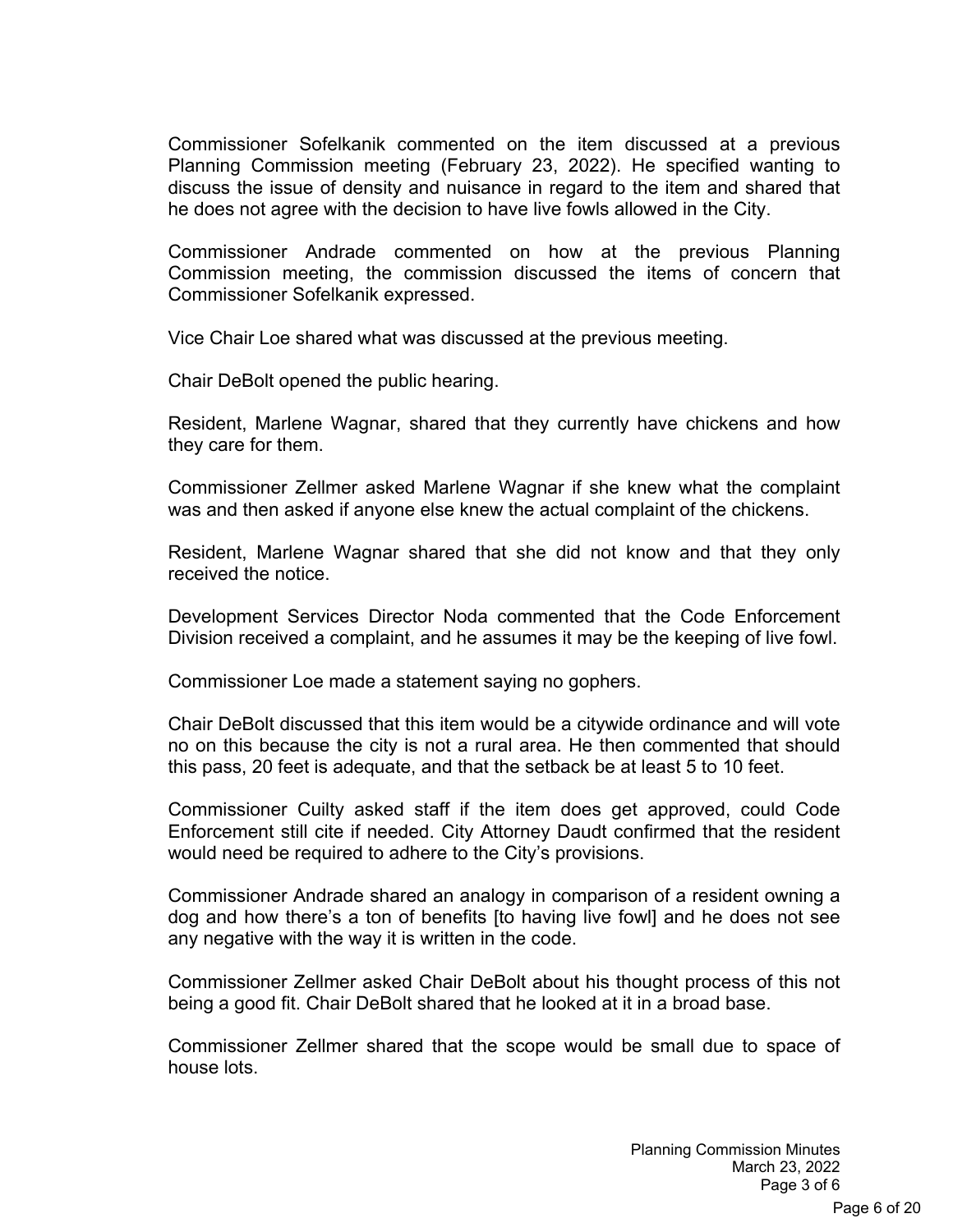Commissioner Sofelkanik commented on the item discussed at a previous Planning Commission meeting (February 23, 2022). He specified wanting to discuss the issue of density and nuisance in regard to the item and shared that he does not agree with the decision to have live fowls allowed in the City.

Commissioner Andrade commented on how at the previous Planning Commission meeting, the commission discussed the items of concern that Commissioner Sofelkanik expressed.

Vice Chair Loe shared what was discussed at the previous meeting.

Chair DeBolt opened the public hearing.

Resident, Marlene Wagnar, shared that they currently have chickens and how they care for them.

Commissioner Zellmer asked Marlene Wagnar if she knew what the complaint was and then asked if anyone else knew the actual complaint of the chickens.

Resident, Marlene Wagnar shared that she did not know and that they only received the notice.

Development Services Director Noda commented that the Code Enforcement Division received a complaint, and he assumes it may be the keeping of live fowl.

Commissioner Loe made a statement saying no gophers.

Chair DeBolt discussed that this item would be a citywide ordinance and will vote no on this because the city is not a rural area. He then commented that should this pass, 20 feet is adequate, and that the setback be at least 5 to 10 feet.

Commissioner Cuilty asked staff if the item does get approved, could Code Enforcement still cite if needed. City Attorney Daudt confirmed that the resident would need be required to adhere to the City's provisions.

Commissioner Andrade shared an analogy in comparison of a resident owning a dog and how there's a ton of benefits [to having live fowl] and he does not see any negative with the way it is written in the code.

Commissioner Zellmer asked Chair DeBolt about his thought process of this not being a good fit. Chair DeBolt shared that he looked at it in a broad base.

Commissioner Zellmer shared that the scope would be small due to space of house lots.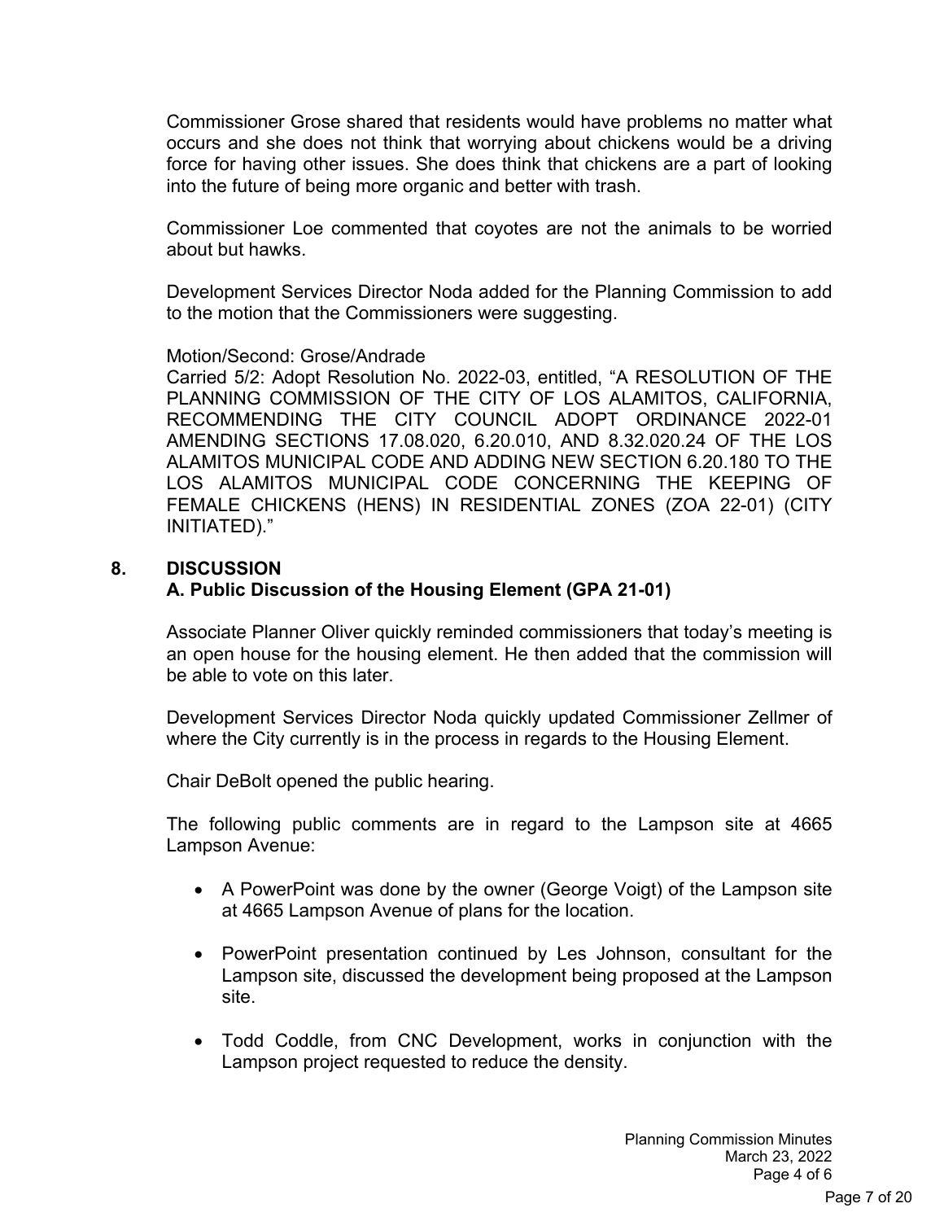Commissioner Grose shared that residents would have problems no matter what occurs and she does not think that worrying about chickens would be a driving force for having other issues. She does think that chickens are a part of looking into the future of being more organic and better with trash.

Commissioner Loe commented that coyotes are not the animals to be worried about but hawks.

Development Services Director Noda added for the Planning Commission to add to the motion that the Commissioners were suggesting.

Motion/Second: Grose/Andrade
Carried 5/2: Adopt Resolution No. 2022-03, entitled, "A RESOLUTION OF THE PLANNING COMMISSION OF THE CITY OF LOS ALAMITOS, CALIFORNIA, RECOMMENDING THE CITY COUNCIL ADOPT ORDINANCE 2022-01 AMENDING SECTIONS 17.08.020, 6.20.010, AND 8.32.020.24 OF THE LOS ALAMITOS MUNICIPAL CODE AND ADDING NEW SECTION 6.20.180 TO THE LOS ALAMITOS MUNICIPAL CODE CONCERNING THE KEEPING OF FEMALE CHICKENS (HENS) IN RESIDENTIAL ZONES (ZOA 22-01) (CITY INITIATED)."

## 8. DISCUSSION

### A. Public Discussion of the Housing Element (GPA 21-01)

Associate Planner Oliver quickly reminded commissioners that today's meeting is an open house for the housing element. He then added that the commission will be able to vote on this later.

Development Services Director Noda quickly updated Commissioner Zellmer of where the City currently is in the process in regards to the Housing Element.

Chair DeBolt opened the public hearing.

The following public comments are in regard to the Lampson site at 4665 Lampson Avenue:

- A PowerPoint was done by the owner (George Voigt) of the Lampson site at 4665 Lampson Avenue of plans for the location.
- PowerPoint presentation continued by Les Johnson, consultant for the Lampson site, discussed the development being proposed at the Lampson site.
- Todd Coddle, from CNC Development, works in conjunction with the Lampson project requested to reduce the density.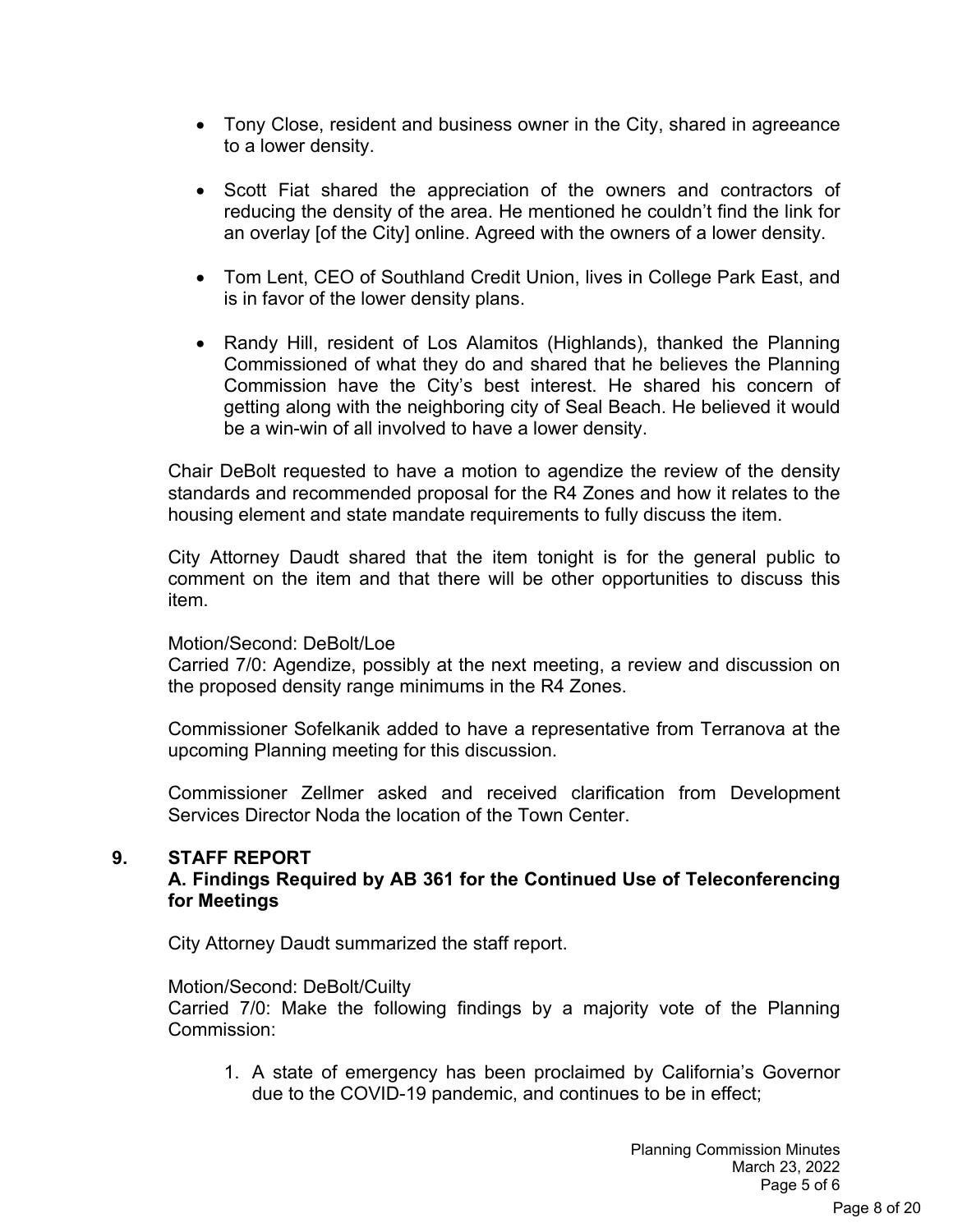- Tony Close, resident and business owner in the City, shared in agreeance to a lower density.

- Scott Fiat shared the appreciation of the owners and contractors of reducing the density of the area. He mentioned he couldn't find the link for an overlay [of the City] online. Agreed with the owners of a lower density.

- Tom Lent, CEO of Southland Credit Union, lives in College Park East, and is in favor of the lower density plans.

- Randy Hill, resident of Los Alamitos (Highlands), thanked the Planning Commissioned of what they do and shared that he believes the Planning Commission have the City's best interest. He shared his concern of getting along with the neighboring city of Seal Beach. He believed it would be a win-win of all involved to have a lower density.

Chair DeBolt requested to have a motion to agendize the review of the density standards and recommended proposal for the R4 Zones and how it relates to the housing element and state mandate requirements to fully discuss the item.

City Attorney Daudt shared that the item tonight is for the general public to comment on the item and that there will be other opportunities to discuss this item.

Motion/Second: DeBolt/Loe
Carried 7/0: Agendize, possibly at the next meeting, a review and discussion on the proposed density range minimums in the R4 Zones.

Commissioner Sofelkanik added to have a representative from Terranova at the upcoming Planning meeting for this discussion.

Commissioner Zellmer asked and received clarification from Development Services Director Noda the location of the Town Center.

## 9. STAFF REPORT

**A. Findings Required by AB 361 for the Continued Use of Teleconferencing for Meetings**

City Attorney Daudt summarized the staff report.

Motion/Second: DeBolt/Cuilty
Carried 7/0: Make the following findings by a majority vote of the Planning Commission:

1. A state of emergency has been proclaimed by California's Governor due to the COVID-19 pandemic, and continues to be in effect;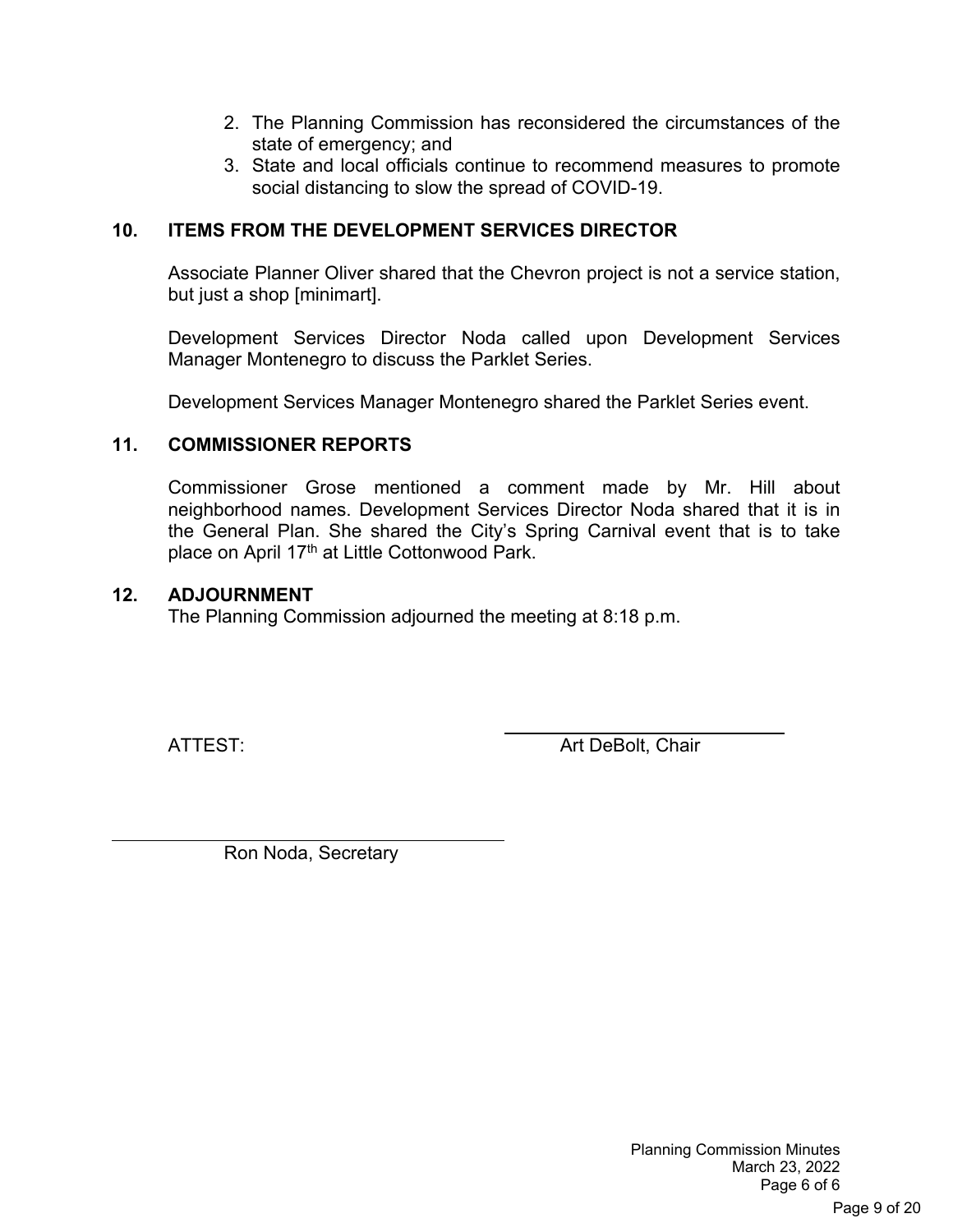2. The Planning Commission has reconsidered the circumstances of the state of emergency; and
3. State and local officials continue to recommend measures to promote social distancing to slow the spread of COVID-19.

## 10. ITEMS FROM THE DEVELOPMENT SERVICES DIRECTOR

Associate Planner Oliver shared that the Chevron project is not a service station, but just a shop [minimart].

Development Services Director Noda called upon Development Services Manager Montenegro to discuss the Parklet Series.

Development Services Manager Montenegro shared the Parklet Series event.

## 11. COMMISSIONER REPORTS

Commissioner Grose mentioned a comment made by Mr. Hill about neighborhood names. Development Services Director Noda shared that it is in the General Plan. She shared the City's Spring Carnival event that is to take place on April 17th at Little Cottonwood Park.

## 12. ADJOURNMENT

The Planning Commission adjourned the meeting at 8:18 p.m.

ATTEST:

\_\_\_\_\_\_\_\_\_\_\_\_\_\_\_\_\_\_\_\_\_\_\_\_\_\_\_\_
Art DeBolt, Chair

\_\_\_\_\_\_\_\_\_\_\_\_\_\_\_\_\_\_\_\_\_\_\_\_\_\_\_\_
Ron Noda, Secretary

Planning Commission Minutes
March 23, 2022
Page 6 of 6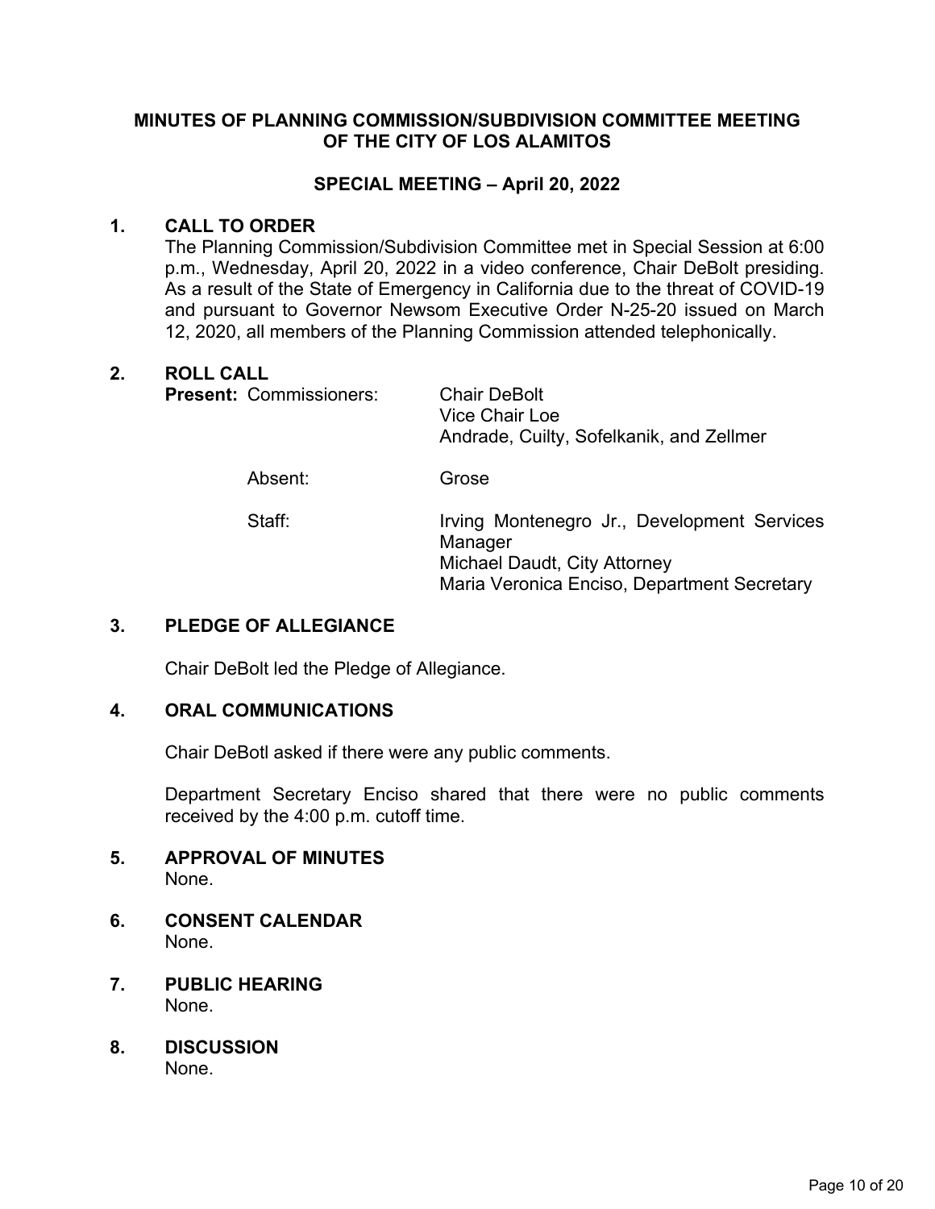# MINUTES OF PLANNING COMMISSION/SUBDIVISION COMMITTEE MEETING OF THE CITY OF LOS ALAMITOS

## SPECIAL MEETING – April 20, 2022

## 1. CALL TO ORDER

The Planning Commission/Subdivision Committee met in Special Session at 6:00 p.m., Wednesday, April 20, 2022 in a video conference, Chair DeBolt presiding. As a result of the State of Emergency in California due to the threat of COVID-19 and pursuant to Governor Newsom Executive Order N-25-20 issued on March 12, 2020, all members of the Planning Commission attended telephonically.

## 2. ROLL CALL

**Present:** Commissioners: Chair DeBolt
Vice Chair Loe
Andrade, Cuilty, Sofelkanik, and Zellmer

Absent: Grose

Staff: Irving Montenegro Jr., Development Services Manager
Michael Daudt, City Attorney
Maria Veronica Enciso, Department Secretary

## 3. PLEDGE OF ALLEGIANCE

Chair DeBolt led the Pledge of Allegiance.

## 4. ORAL COMMUNICATIONS

Chair DeBotl asked if there were any public comments.

Department Secretary Enciso shared that there were no public comments received by the 4:00 p.m. cutoff time.

## 5. APPROVAL OF MINUTES

None.

## 6. CONSENT CALENDAR

None.

## 7. PUBLIC HEARING

None.

## 8. DISCUSSION

None.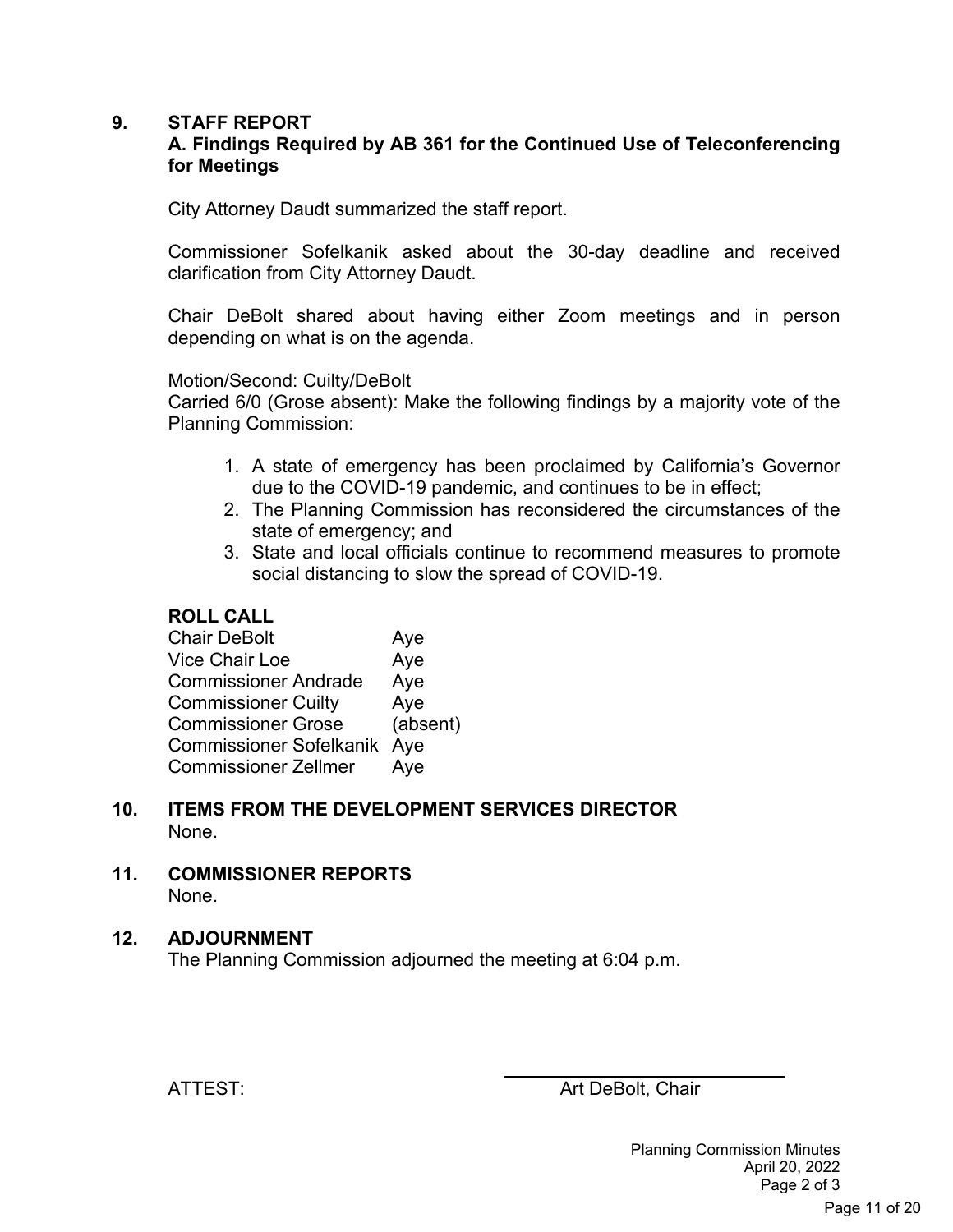## 9. STAFF REPORT

### A. Findings Required by AB 361 for the Continued Use of Teleconferencing for Meetings

City Attorney Daudt summarized the staff report.

Commissioner Sofelkanik asked about the 30-day deadline and received clarification from City Attorney Daudt.

Chair DeBolt shared about having either Zoom meetings and in person depending on what is on the agenda.

Motion/Second: Cuilty/DeBolt
Carried 6/0 (Grose absent): Make the following findings by a majority vote of the Planning Commission:

1. A state of emergency has been proclaimed by California's Governor due to the COVID-19 pandemic, and continues to be in effect;
2. The Planning Commission has reconsidered the circumstances of the state of emergency; and
3. State and local officials continue to recommend measures to promote social distancing to slow the spread of COVID-19.

**ROLL CALL**

| | |
|---|---|
| Chair DeBolt | Aye |
| Vice Chair Loe | Aye |
| Commissioner Andrade | Aye |
| Commissioner Cuilty | Aye |
| Commissioner Grose | (absent) |
| Commissioner Sofelkanik | Aye |
| Commissioner Zellmer | Aye |

## 10. ITEMS FROM THE DEVELOPMENT SERVICES DIRECTOR

None.

## 11. COMMISSIONER REPORTS

None.

## 12. ADJOURNMENT

The Planning Commission adjourned the meeting at 6:04 p.m.

ATTEST: ______________________________
Art DeBolt, Chair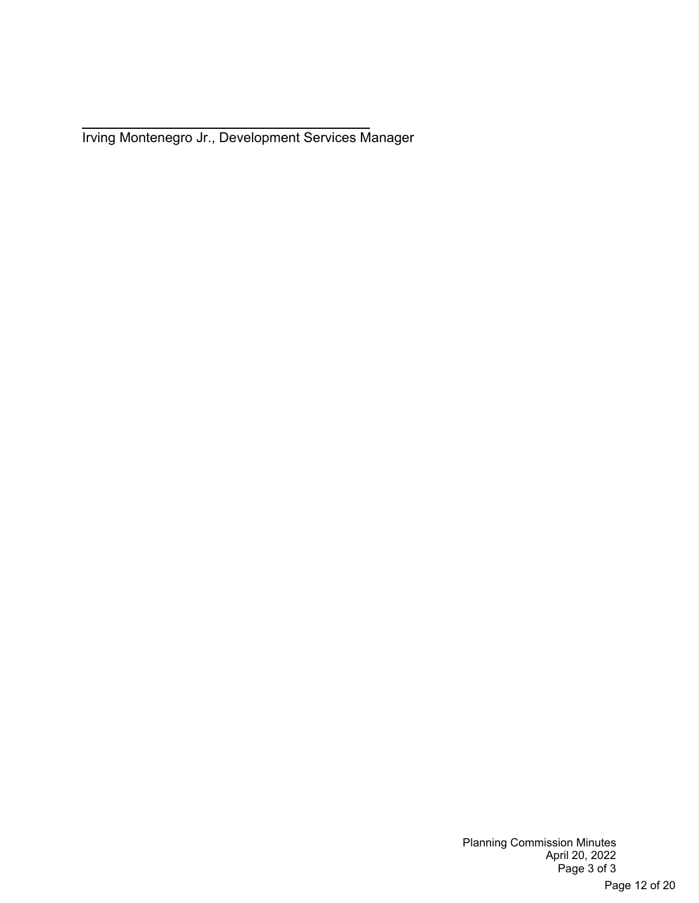\_\_\_\_\_\_\_\_\_\_\_\_\_\_\_\_\_\_\_\_\_\_\_\_\_\_\_\_\_\_\_\_\_\_\_\_\_\_\_\_

Irving Montenegro Jr., Development Services Manager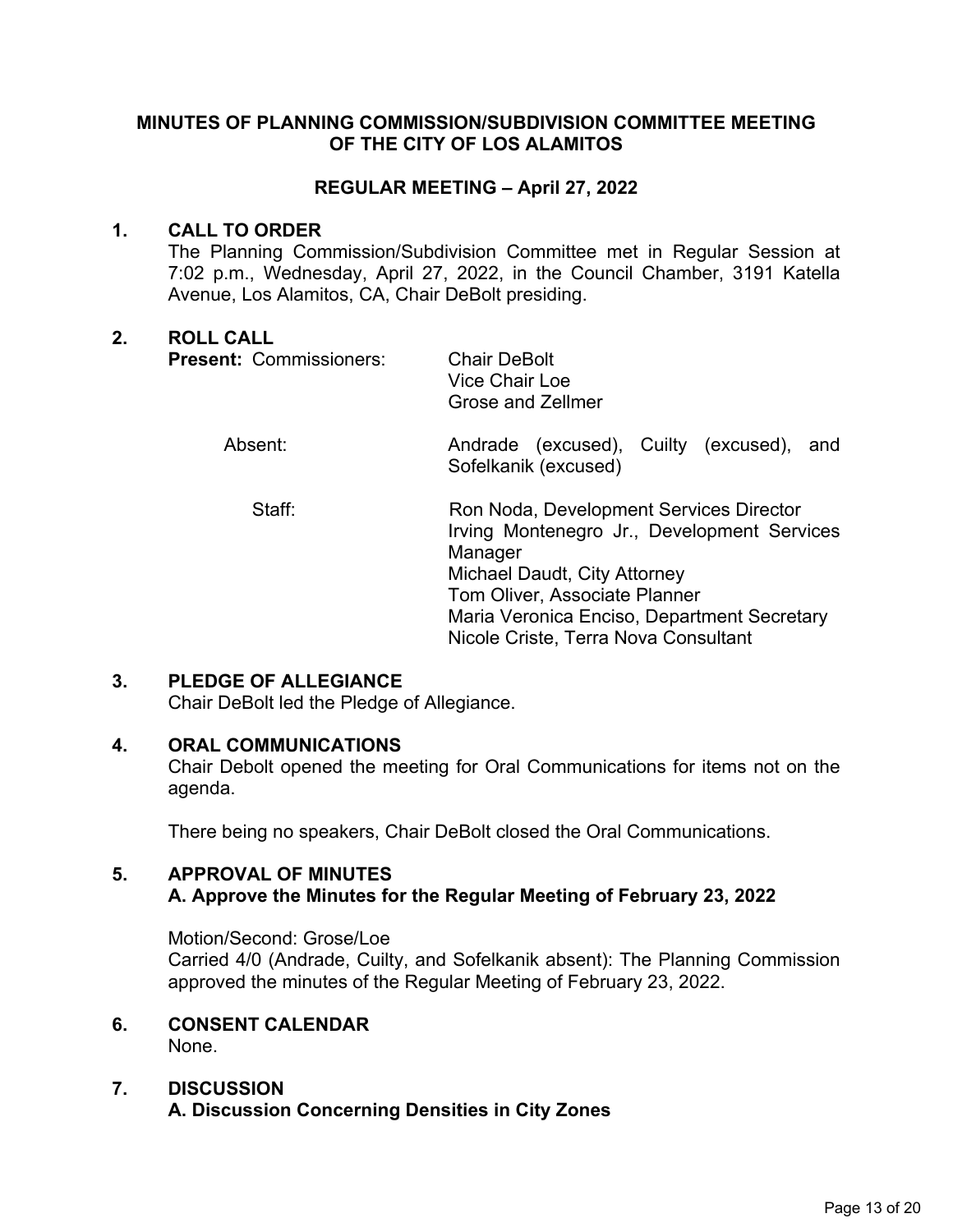**MINUTES OF PLANNING COMMISSION/SUBDIVISION COMMITTEE MEETING OF THE CITY OF LOS ALAMITOS**

**REGULAR MEETING – April 27, 2022**

## 1. CALL TO ORDER

The Planning Commission/Subdivision Committee met in Regular Session at 7:02 p.m., Wednesday, April 27, 2022, in the Council Chamber, 3191 Katella Avenue, Los Alamitos, CA, Chair DeBolt presiding.

## 2. ROLL CALL

**Present:** Commissioners: Chair DeBolt
Vice Chair Loe
Grose and Zellmer

Absent: Andrade (excused), Cuilty (excused), and Sofelkanik (excused)

Staff: Ron Noda, Development Services Director
Irving Montenegro Jr., Development Services Manager
Michael Daudt, City Attorney
Tom Oliver, Associate Planner
Maria Veronica Enciso, Department Secretary
Nicole Criste, Terra Nova Consultant

## 3. PLEDGE OF ALLEGIANCE

Chair DeBolt led the Pledge of Allegiance.

## 4. ORAL COMMUNICATIONS

Chair Debolt opened the meeting for Oral Communications for items not on the agenda.

There being no speakers, Chair DeBolt closed the Oral Communications.

## 5. APPROVAL OF MINUTES

**A. Approve the Minutes for the Regular Meeting of February 23, 2022**

Motion/Second: Grose/Loe
Carried 4/0 (Andrade, Cuilty, and Sofelkanik absent): The Planning Commission approved the minutes of the Regular Meeting of February 23, 2022.

## 6. CONSENT CALENDAR

None.

## 7. DISCUSSION

**A. Discussion Concerning Densities in City Zones**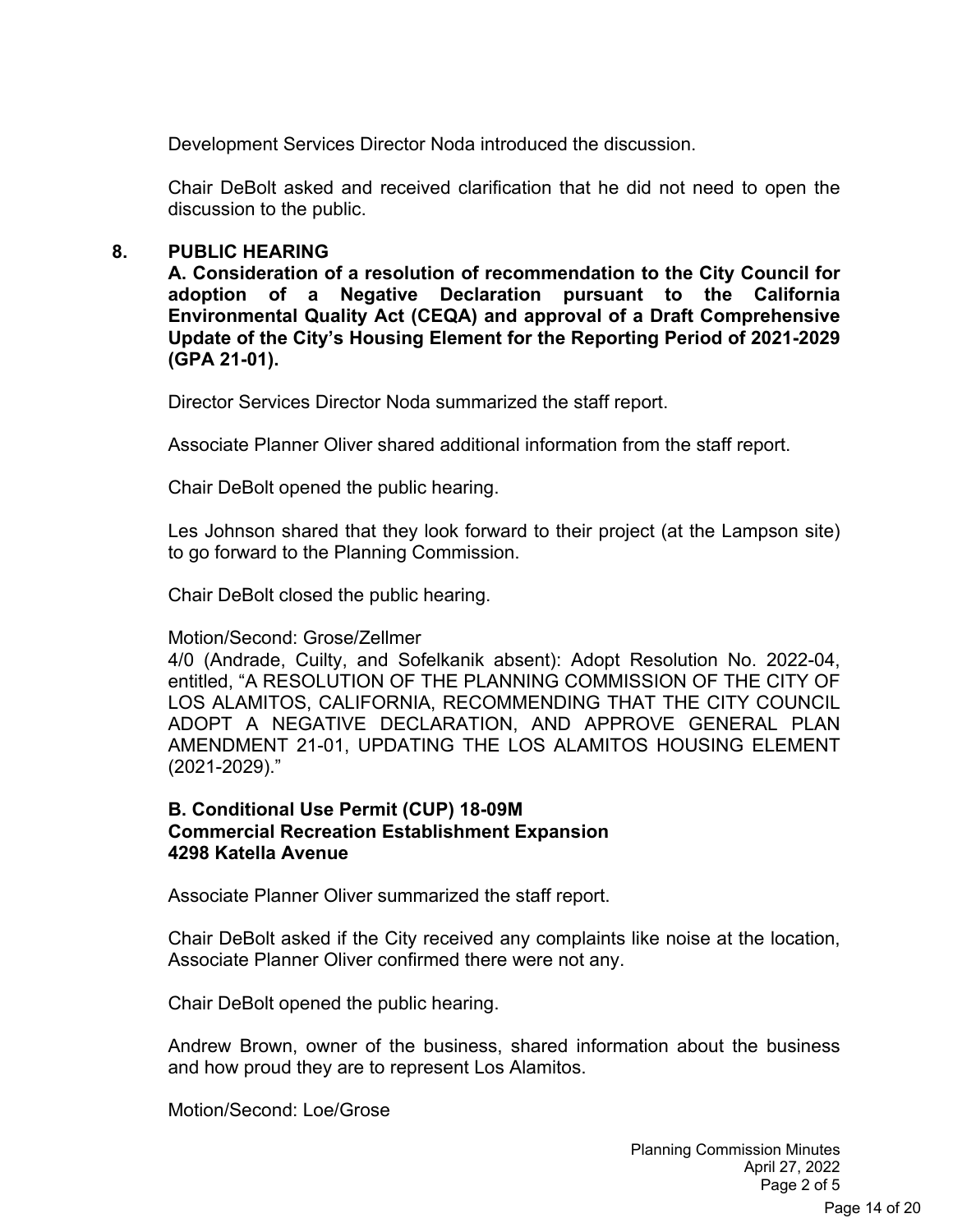Development Services Director Noda introduced the discussion.

Chair DeBolt asked and received clarification that he did not need to open the discussion to the public.

**8. PUBLIC HEARING**

**A. Consideration of a resolution of recommendation to the City Council for adoption of a Negative Declaration pursuant to the California Environmental Quality Act (CEQA) and approval of a Draft Comprehensive Update of the City's Housing Element for the Reporting Period of 2021-2029 (GPA 21-01).**

Director Services Director Noda summarized the staff report.

Associate Planner Oliver shared additional information from the staff report.

Chair DeBolt opened the public hearing.

Les Johnson shared that they look forward to their project (at the Lampson site) to go forward to the Planning Commission.

Chair DeBolt closed the public hearing.

Motion/Second: Grose/Zellmer
4/0 (Andrade, Cuilty, and Sofelkanik absent): Adopt Resolution No. 2022-04, entitled, "A RESOLUTION OF THE PLANNING COMMISSION OF THE CITY OF LOS ALAMITOS, CALIFORNIA, RECOMMENDING THAT THE CITY COUNCIL ADOPT A NEGATIVE DECLARATION, AND APPROVE GENERAL PLAN AMENDMENT 21-01, UPDATING THE LOS ALAMITOS HOUSING ELEMENT (2021-2029)."

**B. Conditional Use Permit (CUP) 18-09M**
**Commercial Recreation Establishment Expansion**
**4298 Katella Avenue**

Associate Planner Oliver summarized the staff report.

Chair DeBolt asked if the City received any complaints like noise at the location, Associate Planner Oliver confirmed there were not any.

Chair DeBolt opened the public hearing.

Andrew Brown, owner of the business, shared information about the business and how proud they are to represent Los Alamitos.

Motion/Second: Loe/Grose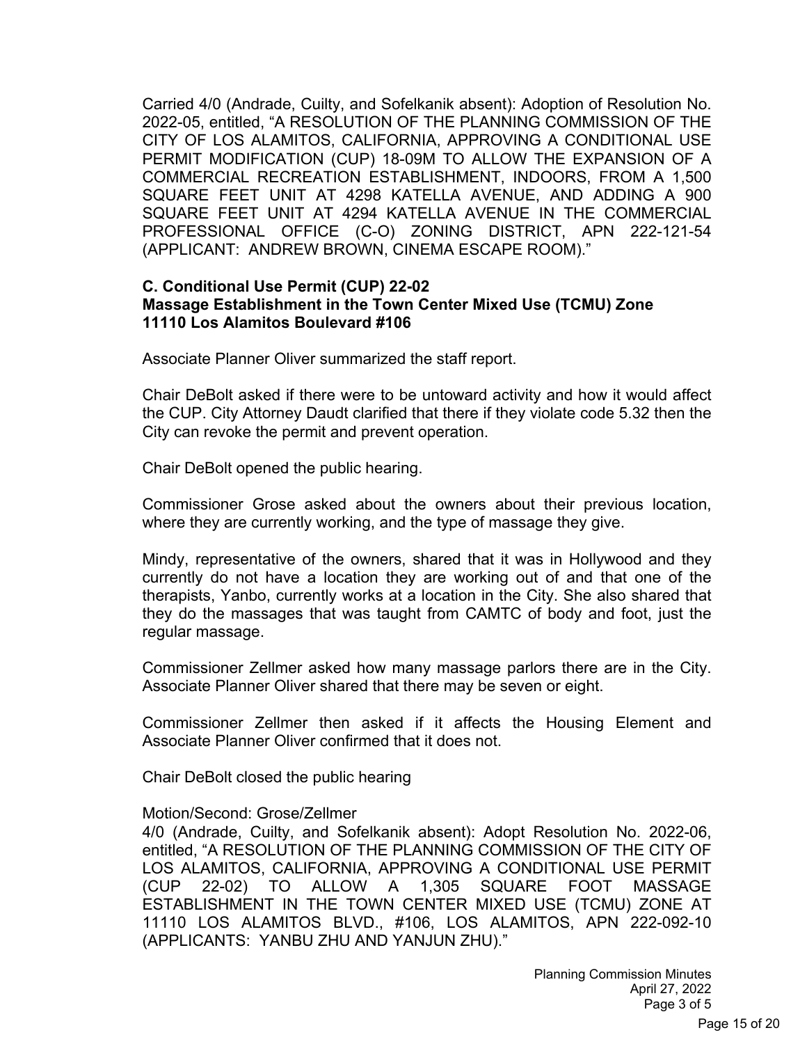Carried 4/0 (Andrade, Cuilty, and Sofelkanik absent): Adoption of Resolution No. 2022-05, entitled, "A RESOLUTION OF THE PLANNING COMMISSION OF THE CITY OF LOS ALAMITOS, CALIFORNIA, APPROVING A CONDITIONAL USE PERMIT MODIFICATION (CUP) 18-09M TO ALLOW THE EXPANSION OF A COMMERCIAL RECREATION ESTABLISHMENT, INDOORS, FROM A 1,500 SQUARE FEET UNIT AT 4298 KATELLA AVENUE, AND ADDING A 900 SQUARE FEET UNIT AT 4294 KATELLA AVENUE IN THE COMMERCIAL PROFESSIONAL OFFICE (C-O) ZONING DISTRICT, APN 222-121-54 (APPLICANT: ANDREW BROWN, CINEMA ESCAPE ROOM)."

**C. Conditional Use Permit (CUP) 22-02**
**Massage Establishment in the Town Center Mixed Use (TCMU) Zone**
**11110 Los Alamitos Boulevard #106**

Associate Planner Oliver summarized the staff report.

Chair DeBolt asked if there were to be untoward activity and how it would affect the CUP. City Attorney Daudt clarified that there if they violate code 5.32 then the City can revoke the permit and prevent operation.

Chair DeBolt opened the public hearing.

Commissioner Grose asked about the owners about their previous location, where they are currently working, and the type of massage they give.

Mindy, representative of the owners, shared that it was in Hollywood and they currently do not have a location they are working out of and that one of the therapists, Yanbo, currently works at a location in the City. She also shared that they do the massages that was taught from CAMTC of body and foot, just the regular massage.

Commissioner Zellmer asked how many massage parlors there are in the City. Associate Planner Oliver shared that there may be seven or eight.

Commissioner Zellmer then asked if it affects the Housing Element and Associate Planner Oliver confirmed that it does not.

Chair DeBolt closed the public hearing

Motion/Second: Grose/Zellmer
4/0 (Andrade, Cuilty, and Sofelkanik absent): Adopt Resolution No. 2022-06, entitled, "A RESOLUTION OF THE PLANNING COMMISSION OF THE CITY OF LOS ALAMITOS, CALIFORNIA, APPROVING A CONDITIONAL USE PERMIT (CUP 22-02) TO ALLOW A 1,305 SQUARE FOOT MASSAGE ESTABLISHMENT IN THE TOWN CENTER MIXED USE (TCMU) ZONE AT 11110 LOS ALAMITOS BLVD., #106, LOS ALAMITOS, APN 222-092-10 (APPLICANTS: YANBU ZHU AND YANJUN ZHU)."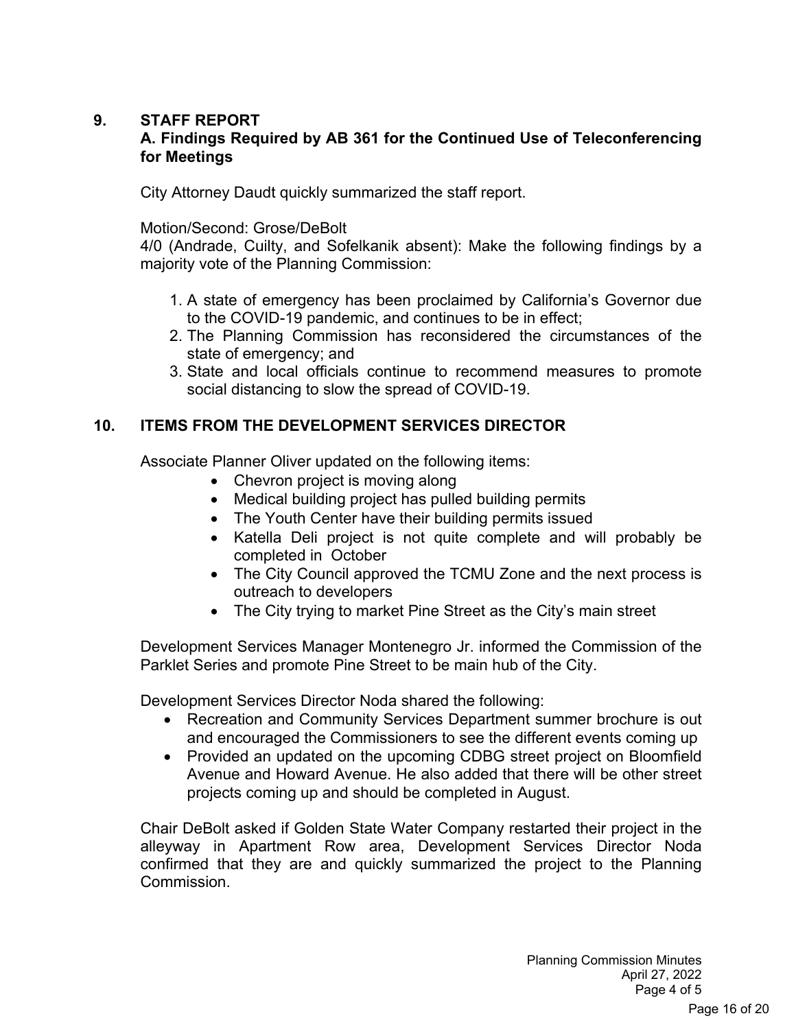## 9. STAFF REPORT

### A. Findings Required by AB 361 for the Continued Use of Teleconferencing for Meetings

City Attorney Daudt quickly summarized the staff report.

Motion/Second: Grose/DeBolt
4/0 (Andrade, Cuilty, and Sofelkanik absent): Make the following findings by a majority vote of the Planning Commission:

1. A state of emergency has been proclaimed by California's Governor due to the COVID-19 pandemic, and continues to be in effect;
2. The Planning Commission has reconsidered the circumstances of the state of emergency; and
3. State and local officials continue to recommend measures to promote social distancing to slow the spread of COVID-19.

## 10. ITEMS FROM THE DEVELOPMENT SERVICES DIRECTOR

Associate Planner Oliver updated on the following items:

- Chevron project is moving along
- Medical building project has pulled building permits
- The Youth Center have their building permits issued
- Katella Deli project is not quite complete and will probably be completed in October
- The City Council approved the TCMU Zone and the next process is outreach to developers
- The City trying to market Pine Street as the City's main street

Development Services Manager Montenegro Jr. informed the Commission of the Parklet Series and promote Pine Street to be main hub of the City.

Development Services Director Noda shared the following:

- Recreation and Community Services Department summer brochure is out and encouraged the Commissioners to see the different events coming up
- Provided an updated on the upcoming CDBG street project on Bloomfield Avenue and Howard Avenue. He also added that there will be other street projects coming up and should be completed in August.

Chair DeBolt asked if Golden State Water Company restarted their project in the alleyway in Apartment Row area, Development Services Director Noda confirmed that they are and quickly summarized the project to the Planning Commission.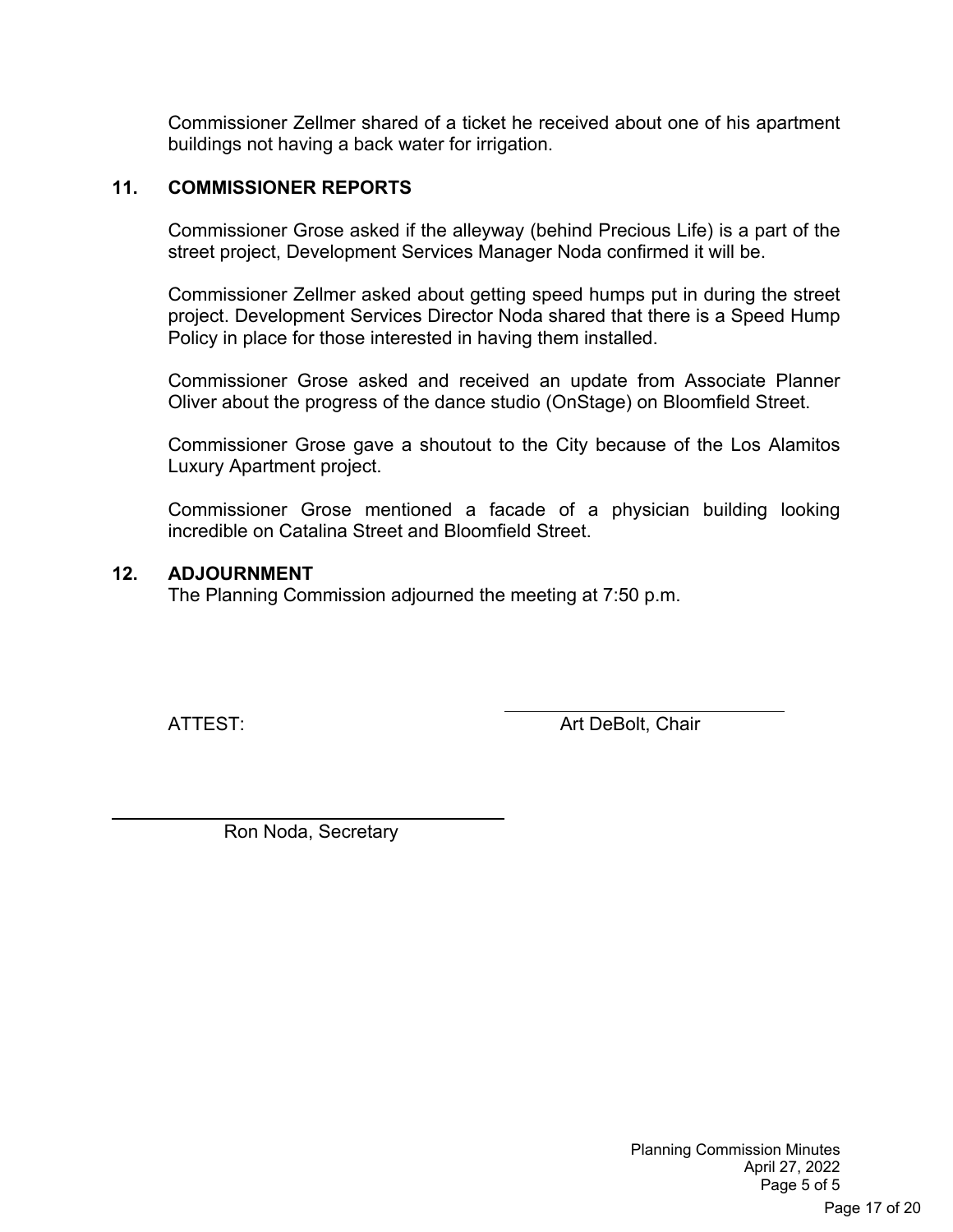Commissioner Zellmer shared of a ticket he received about one of his apartment buildings not having a back water for irrigation.

## 11. COMMISSIONER REPORTS

Commissioner Grose asked if the alleyway (behind Precious Life) is a part of the street project, Development Services Manager Noda confirmed it will be.

Commissioner Zellmer asked about getting speed humps put in during the street project. Development Services Director Noda shared that there is a Speed Hump Policy in place for those interested in having them installed.

Commissioner Grose asked and received an update from Associate Planner Oliver about the progress of the dance studio (OnStage) on Bloomfield Street.

Commissioner Grose gave a shoutout to the City because of the Los Alamitos Luxury Apartment project.

Commissioner Grose mentioned a facade of a physician building looking incredible on Catalina Street and Bloomfield Street.

## 12. ADJOURNMENT

The Planning Commission adjourned the meeting at 7:50 p.m.

ATTEST:

_______________________
Art DeBolt, Chair

_______________________
Ron Noda, Secretary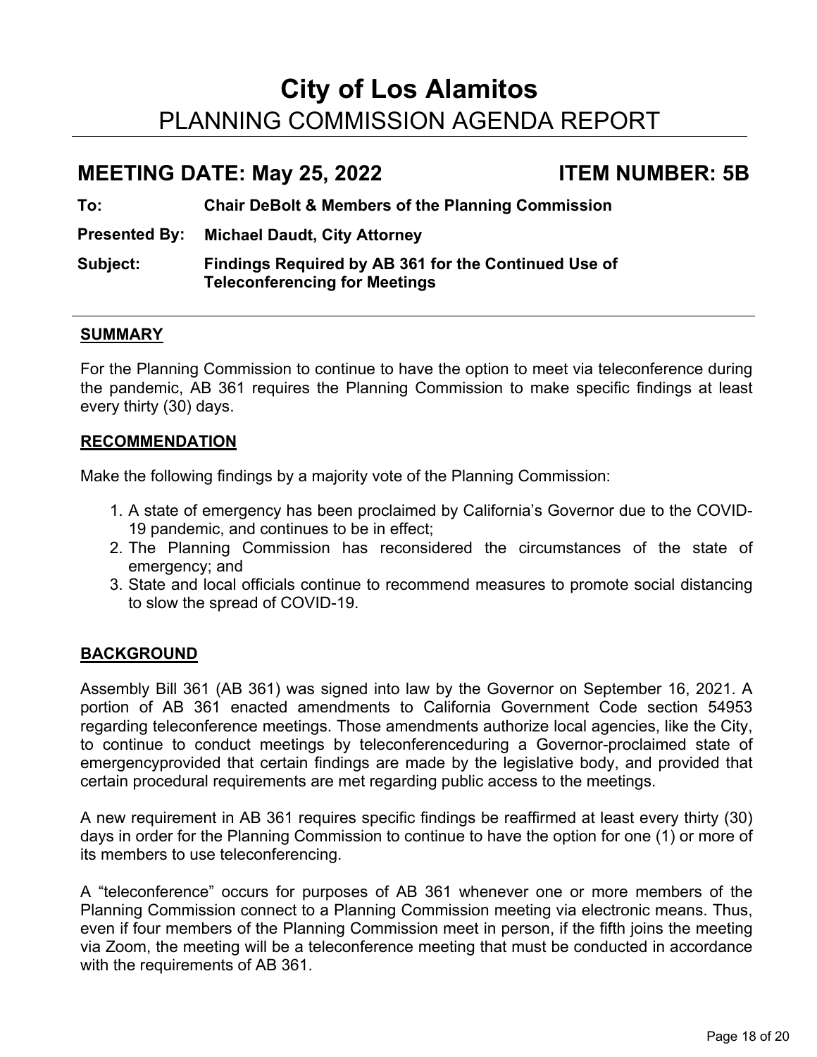# City of Los Alamitos

## PLANNING COMMISSION AGENDA REPORT

## MEETING DATE: May 25, 2022 ITEM NUMBER: 5B

**To:** **Chair DeBolt & Members of the Planning Commission**

**Presented By:** **Michael Daudt, City Attorney**

**Subject:** **Findings Required by AB 361 for the Continued Use of Teleconferencing for Meetings**

---

### SUMMARY

For the Planning Commission to continue to have the option to meet via teleconference during the pandemic, AB 361 requires the Planning Commission to make specific findings at least every thirty (30) days.

### RECOMMENDATION

Make the following findings by a majority vote of the Planning Commission:

1. A state of emergency has been proclaimed by California's Governor due to the COVID-19 pandemic, and continues to be in effect;
2. The Planning Commission has reconsidered the circumstances of the state of emergency; and
3. State and local officials continue to recommend measures to promote social distancing to slow the spread of COVID-19.

### BACKGROUND

Assembly Bill 361 (AB 361) was signed into law by the Governor on September 16, 2021. A portion of AB 361 enacted amendments to California Government Code section 54953 regarding teleconference meetings. Those amendments authorize local agencies, like the City, to continue to conduct meetings by teleconferenceduring a Governor-proclaimed state of emergencyprovided that certain findings are made by the legislative body, and provided that certain procedural requirements are met regarding public access to the meetings.

A new requirement in AB 361 requires specific findings be reaffirmed at least every thirty (30) days in order for the Planning Commission to continue to have the option for one (1) or more of its members to use teleconferencing.

A "teleconference" occurs for purposes of AB 361 whenever one or more members of the Planning Commission connect to a Planning Commission meeting via electronic means. Thus, even if four members of the Planning Commission meet in person, if the fifth joins the meeting via Zoom, the meeting will be a teleconference meeting that must be conducted in accordance with the requirements of AB 361.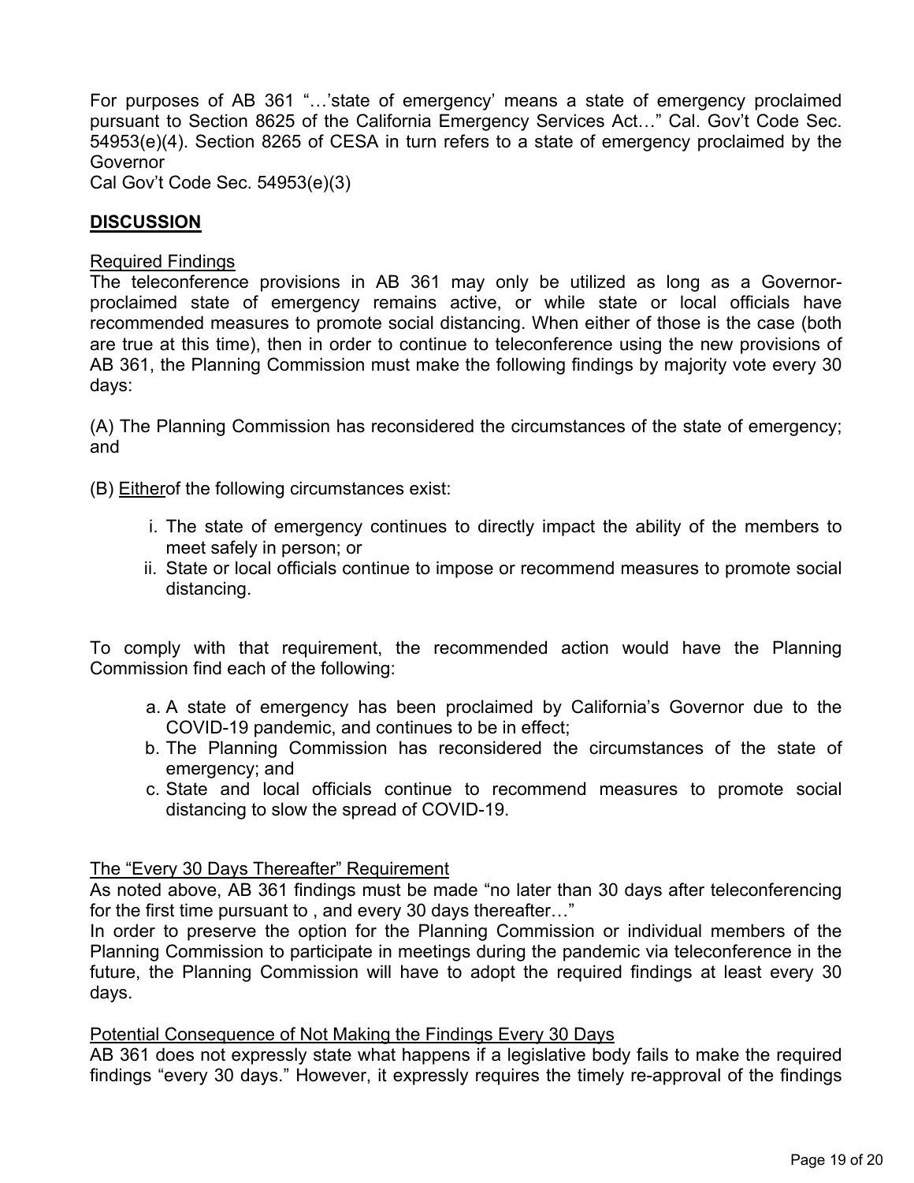For purposes of AB 361 "…'state of emergency' means a state of emergency proclaimed pursuant to Section 8625 of the California Emergency Services Act…" Cal. Gov't Code Sec. 54953(e)(4). Section 8265 of CESA in turn refers to a state of emergency proclaimed by the Governor
Cal Gov't Code Sec. 54953(e)(3)

## DISCUSSION

Required Findings

The teleconference provisions in AB 361 may only be utilized as long as a Governor-proclaimed state of emergency remains active, or while state or local officials have recommended measures to promote social distancing. When either of those is the case (both are true at this time), then in order to continue to teleconference using the new provisions of AB 361, the Planning Commission must make the following findings by majority vote every 30 days:

(A) The Planning Commission has reconsidered the circumstances of the state of emergency; and

(B) Eitherof the following circumstances exist:

i. The state of emergency continues to directly impact the ability of the members to meet safely in person; or
ii. State or local officials continue to impose or recommend measures to promote social distancing.

To comply with that requirement, the recommended action would have the Planning Commission find each of the following:

a. A state of emergency has been proclaimed by California's Governor due to the COVID-19 pandemic, and continues to be in effect;
b. The Planning Commission has reconsidered the circumstances of the state of emergency; and
c. State and local officials continue to recommend measures to promote social distancing to slow the spread of COVID-19.

The "Every 30 Days Thereafter" Requirement

As noted above, AB 361 findings must be made "no later than 30 days after teleconferencing for the first time pursuant to , and every 30 days thereafter…"
In order to preserve the option for the Planning Commission or individual members of the Planning Commission to participate in meetings during the pandemic via teleconference in the future, the Planning Commission will have to adopt the required findings at least every 30 days.

Potential Consequence of Not Making the Findings Every 30 Days

AB 361 does not expressly state what happens if a legislative body fails to make the required findings "every 30 days." However, it expressly requires the timely re-approval of the findings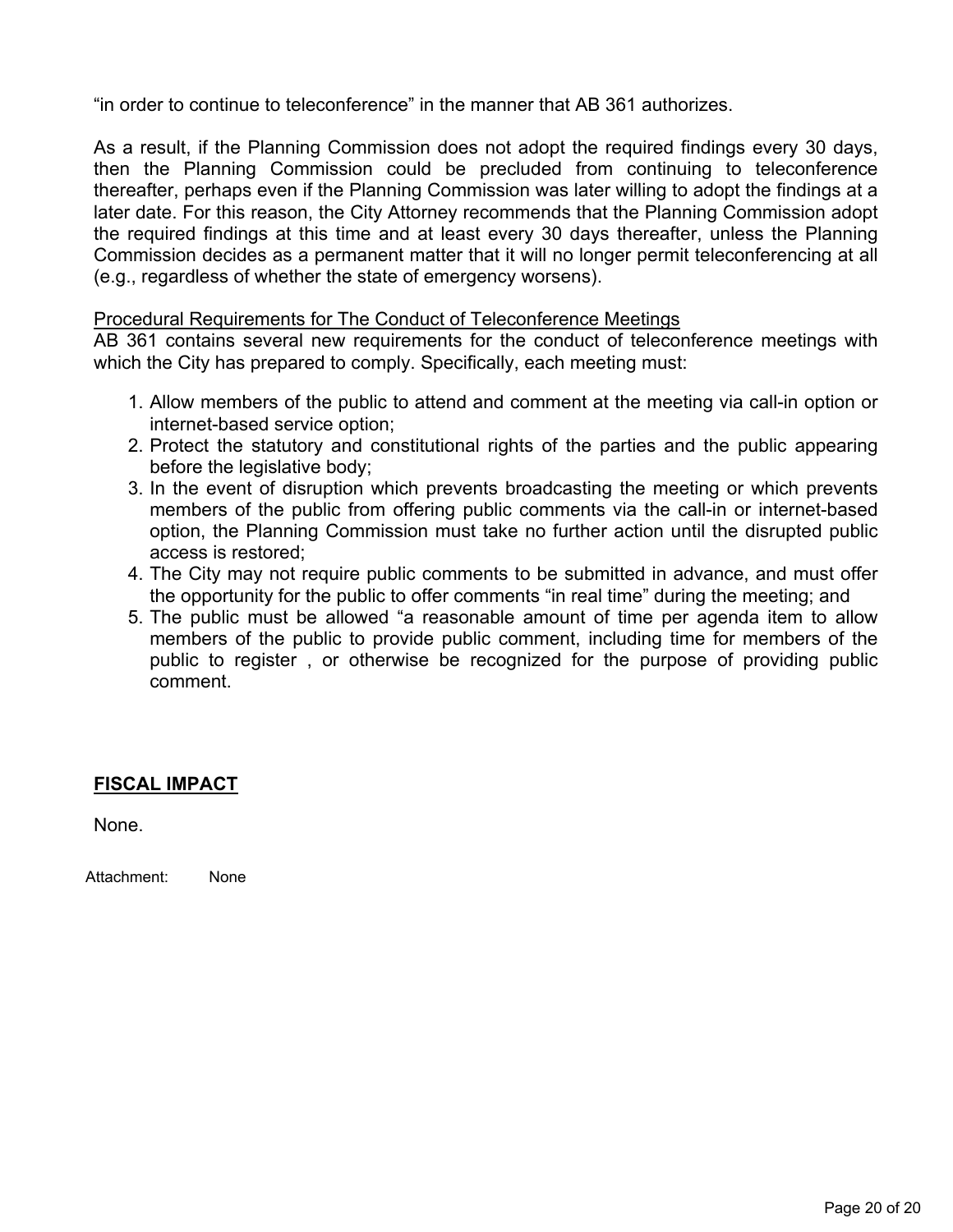"in order to continue to teleconference" in the manner that AB 361 authorizes.

As a result, if the Planning Commission does not adopt the required findings every 30 days, then the Planning Commission could be precluded from continuing to teleconference thereafter, perhaps even if the Planning Commission was later willing to adopt the findings at a later date. For this reason, the City Attorney recommends that the Planning Commission adopt the required findings at this time and at least every 30 days thereafter, unless the Planning Commission decides as a permanent matter that it will no longer permit teleconferencing at all (e.g., regardless of whether the state of emergency worsens).

<u>Procedural Requirements for The Conduct of Teleconference Meetings</u>
AB 361 contains several new requirements for the conduct of teleconference meetings with which the City has prepared to comply. Specifically, each meeting must:

1. Allow members of the public to attend and comment at the meeting via call-in option or internet-based service option;
2. Protect the statutory and constitutional rights of the parties and the public appearing before the legislative body;
3. In the event of disruption which prevents broadcasting the meeting or which prevents members of the public from offering public comments via the call-in or internet-based option, the Planning Commission must take no further action until the disrupted public access is restored;
4. The City may not require public comments to be submitted in advance, and must offer the opportunity for the public to offer comments "in real time" during the meeting; and
5. The public must be allowed "a reasonable amount of time per agenda item to allow members of the public to provide public comment, including time for members of the public to register , or otherwise be recognized for the purpose of providing public comment.

## FISCAL IMPACT

None.

Attachment: None